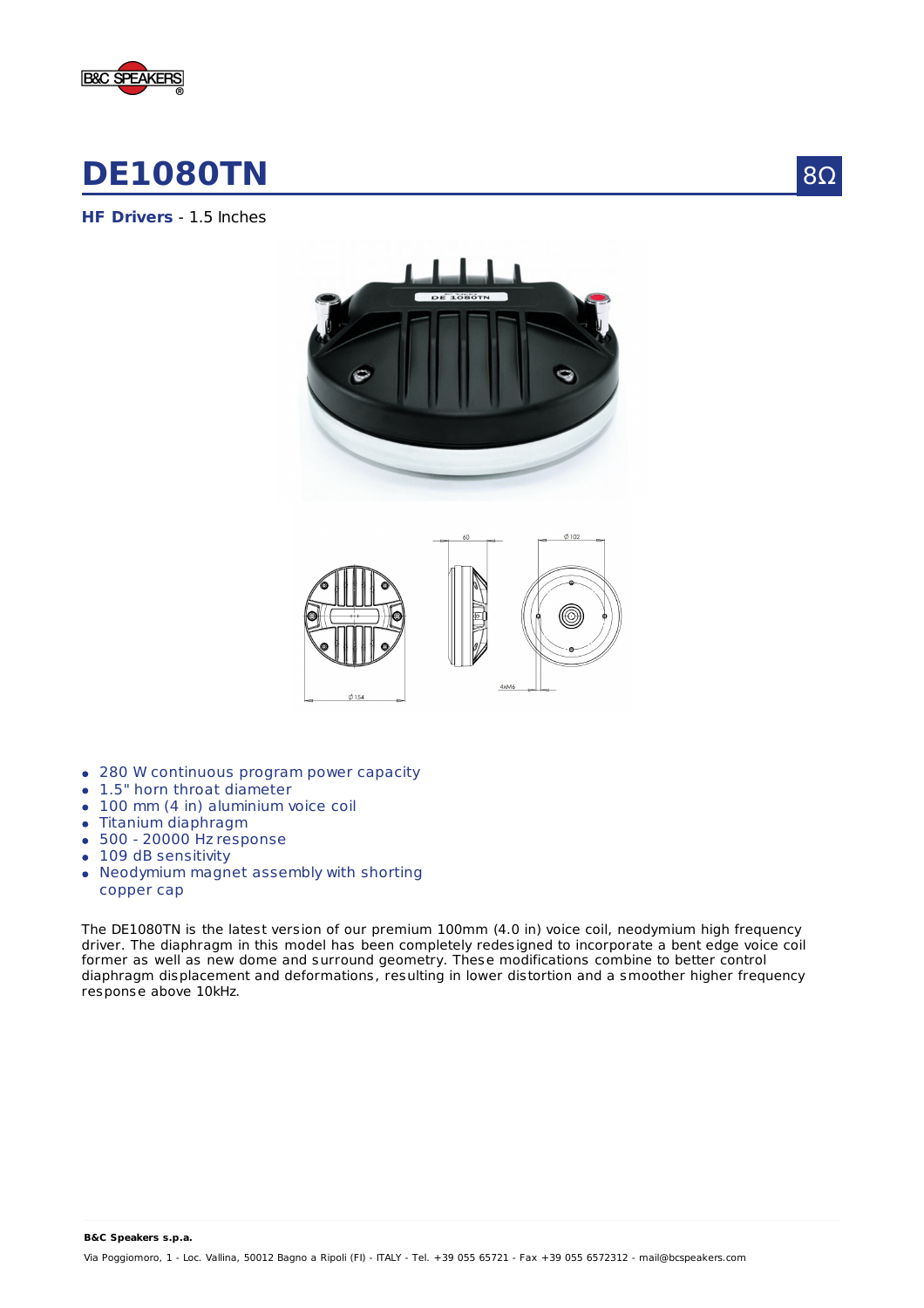# DE1080TN

8Ω

**HF Drivers** - 1.5 Inches

- 280 W continuous program power capacity
- 1.5" horn throat diameter
- 100 mm (4 in) aluminium voice coil
- Titanium diaphragm
- 500 - 20000 Hz response
- 109 dB sensitivity
- Neodymium magnet assembly with shorting copper cap

The DE1080TN is the latest version of our premium 100mm (4.0 in) voice coil, neodymium high frequency driver. The diaphragm in this model has been completely redesigned to incorporate a bent edge voice coil former as well as new dome and surround geometry. These modifications combine to better control diaphragm displacement and deformations, resulting in lower distortion and a smoother higher frequency response above 10kHz.

**B&C Speakers s.p.a.**

Via Poggiomoro, 1 - Loc. Vallina, 50012 Bagno a Ripoli (FI) - ITALY - Tel. +39 055 65721 - Fax +39 055 6572312 - mail@bcspeakers.com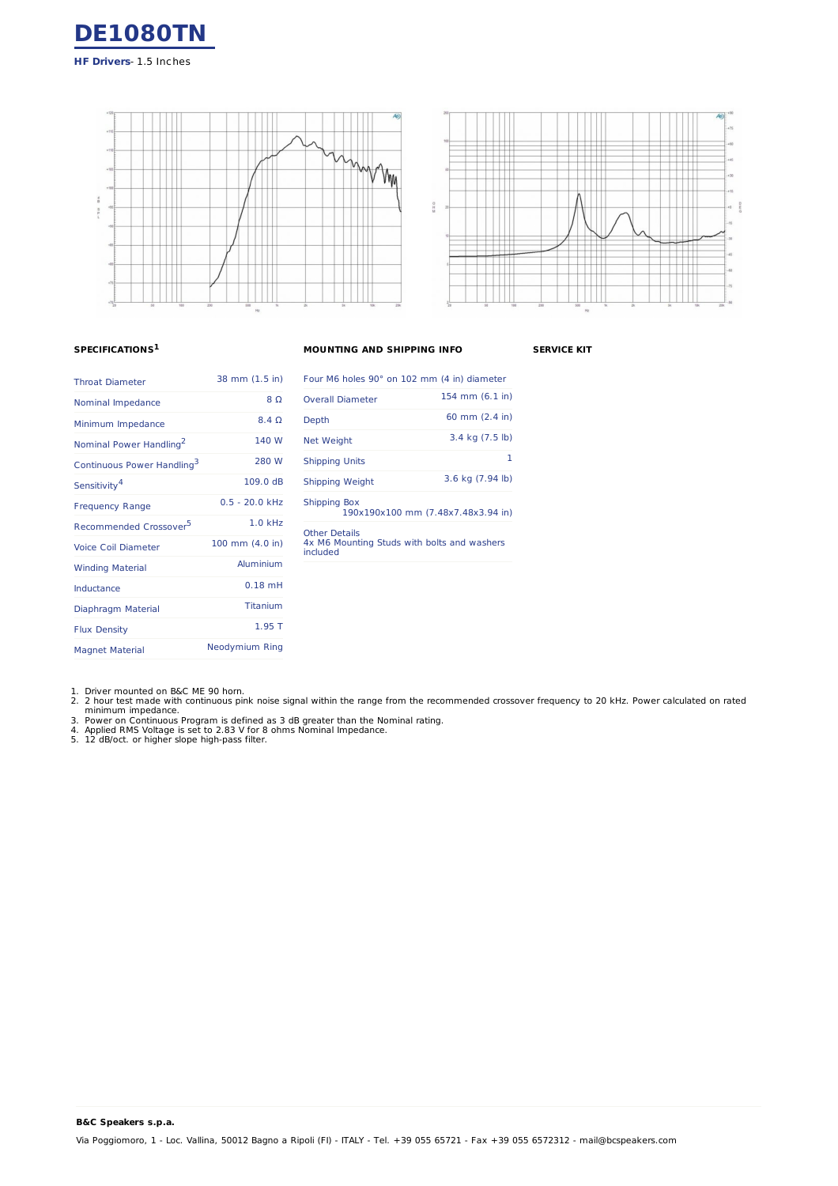# DE1080TN

**HF Drivers**- 1.5 Inches

### SPECIFICATIONS[1]

| | |
|---|---|
| Throat Diameter | 38 mm (1.5 in) |
| Nominal Impedance | 8 Ω |
| Minimum Impedance | 8.4 Ω |
| Nominal Power Handling[2] | 140 W |
| Continuous Power Handling[3] | 280 W |
| Sensitivity[4] | 109.0 dB |
| Frequency Range | 0.5 - 20.0 kHz |
| Recommended Crossover[5] | 1.0 kHz |
| Voice Coil Diameter | 100 mm (4.0 in) |
| Winding Material | Aluminium |
| Inductance | 0.18 mH |
| Diaphragm Material | Titanium |
| Flux Density | 1.95 T |
| Magnet Material | Neodymium Ring |

### MOUNTING AND SHIPPING INFO

Four M6 holes 90° on 102 mm (4 in) diameter

| | |
|---|---|
| Overall Diameter | 154 mm (6.1 in) |
| Depth | 60 mm (2.4 in) |
| Net Weight | 3.4 kg (7.5 lb) |
| Shipping Units | 1 |
| Shipping Weight | 3.6 kg (7.94 lb) |
| Shipping Box | 190x190x100 mm (7.48x7.48x3.94 in) |

Other Details
4x M6 Mounting Studs with bolts and washers included

### SERVICE KIT

1. Driver mounted on B&C ME 90 horn.
2. 2 hour test made with continuous pink noise signal within the range from the recommended crossover frequency to 20 kHz. Power calculated on rated minimum impedance.
3. Power on Continuous Program is defined as 3 dB greater than the Nominal rating.
4. Applied RMS Voltage is set to 2.83 V for 8 ohms Nominal Impedance.
5. 12 dB/oct. or higher slope high-pass filter.

**B&C Speakers s.p.a.**

Via Poggiomoro, 1 - Loc. Vallina, 50012 Bagno a Ripoli (FI) - ITALY - Tel. +39 055 65721 - Fax +39 055 6572312 - mail@bcspeakers.com